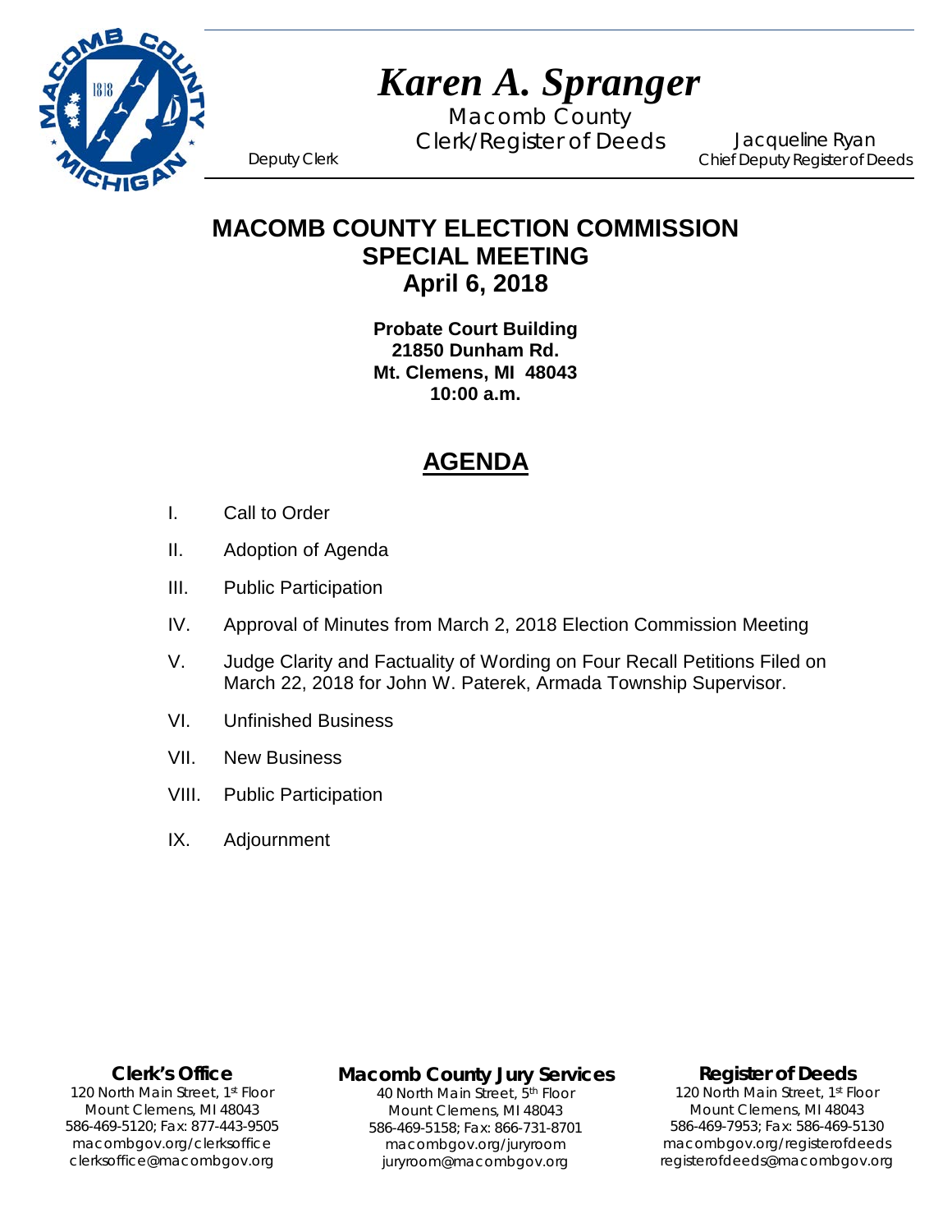# *Karen A. Spranger*

Macomb County
Clerk/Register of Deeds

Deputy Clerk

Jacqueline Ryan
Chief Deputy Register of Deeds

## MACOMB COUNTY ELECTION COMMISSION
## SPECIAL MEETING
## April 6, 2018

**Probate Court Building**
**21850 Dunham Rd.**
**Mt. Clemens, MI 48043**
**10:00 a.m.**

## AGENDA

I. Call to Order

II. Adoption of Agenda

III. Public Participation

IV. Approval of Minutes from March 2, 2018 Election Commission Meeting

V. Judge Clarity and Factuality of Wording on Four Recall Petitions Filed on March 22, 2018 for John W. Paterek, Armada Township Supervisor.

VI. Unfinished Business

VII. New Business

VIII. Public Participation

IX. Adjournment

**Clerk's Office**
120 North Main Street, 1st Floor
Mount Clemens, MI 48043
586-469-5120; Fax: 877-443-9505
macombgov.org/clerksoffice
clerksoffice@macombgov.org

**Macomb County Jury Services**
40 North Main Street, 5th Floor
Mount Clemens, MI 48043
586-469-5158; Fax: 866-731-8701
macombgov.org/juryroom
juryroom@macombgov.org

**Register of Deeds**
120 North Main Street, 1st Floor
Mount Clemens, MI 48043
586-469-7953; Fax: 586-469-5130
macombgov.org/registerofdeeds
registerofdeeds@macombgov.org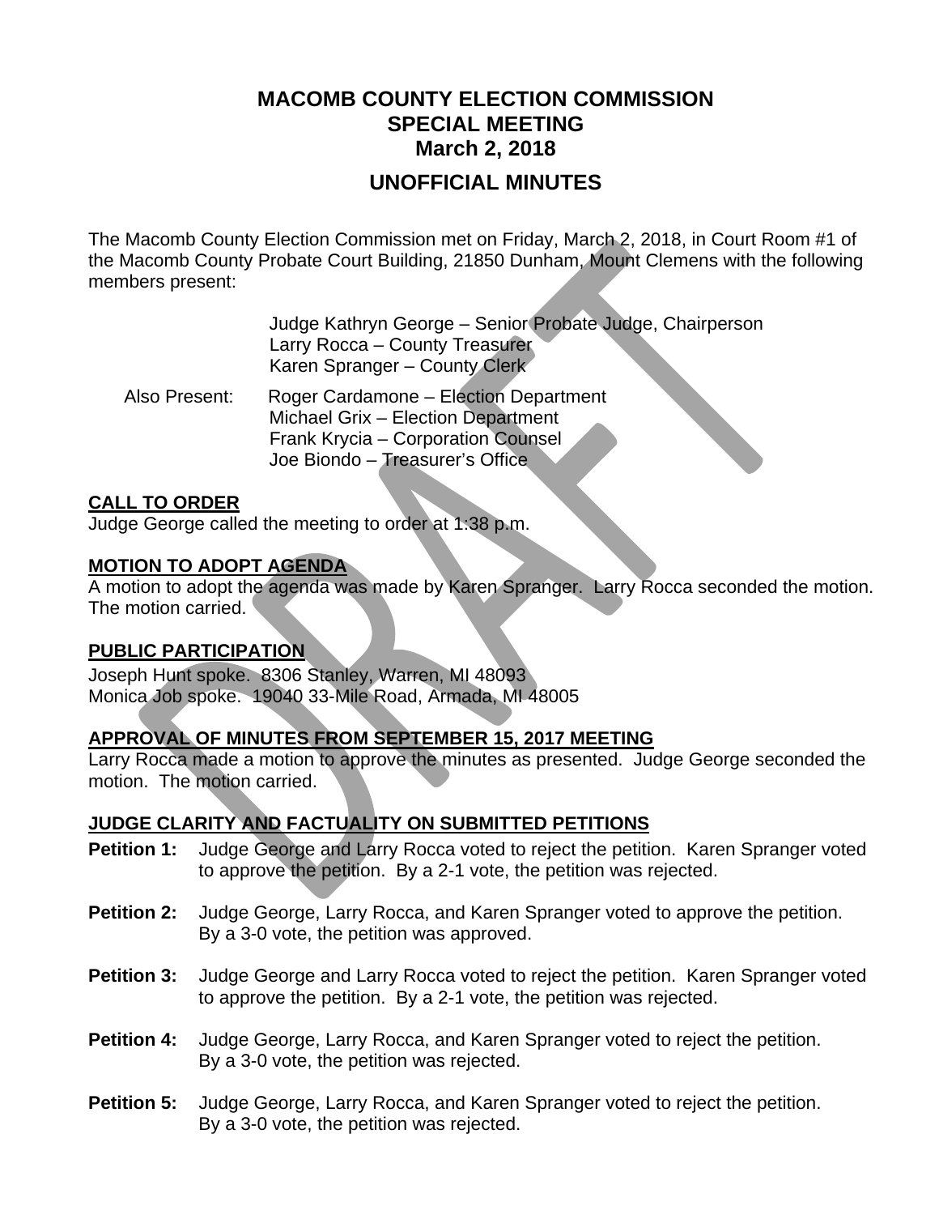# MACOMB COUNTY ELECTION COMMISSION
## SPECIAL MEETING
## March 2, 2018

## UNOFFICIAL MINUTES

The Macomb County Election Commission met on Friday, March 2, 2018, in Court Room #1 of the Macomb County Probate Court Building, 21850 Dunham, Mount Clemens with the following members present:

Judge Kathryn George – Senior Probate Judge, Chairperson
Larry Rocca – County Treasurer
Karen Spranger – County Clerk

Also Present:
Roger Cardamone – Election Department
Michael Grix – Election Department
Frank Krycia – Corporation Counsel
Joe Biondo – Treasurer's Office

**CALL TO ORDER**

Judge George called the meeting to order at 1:38 p.m.

**MOTION TO ADOPT AGENDA**

A motion to adopt the agenda was made by Karen Spranger. Larry Rocca seconded the motion. The motion carried.

**PUBLIC PARTICIPATION**

Joseph Hunt spoke. 8306 Stanley, Warren, MI 48093
Monica Job spoke. 19040 33-Mile Road, Armada, MI 48005

**APPROVAL OF MINUTES FROM SEPTEMBER 15, 2017 MEETING**

Larry Rocca made a motion to approve the minutes as presented. Judge George seconded the motion. The motion carried.

**JUDGE CLARITY AND FACTUALITY ON SUBMITTED PETITIONS**

**Petition 1:** Judge George and Larry Rocca voted to reject the petition. Karen Spranger voted to approve the petition. By a 2-1 vote, the petition was rejected.

**Petition 2:** Judge George, Larry Rocca, and Karen Spranger voted to approve the petition. By a 3-0 vote, the petition was approved.

**Petition 3:** Judge George and Larry Rocca voted to reject the petition. Karen Spranger voted to approve the petition. By a 2-1 vote, the petition was rejected.

**Petition 4:** Judge George, Larry Rocca, and Karen Spranger voted to reject the petition. By a 3-0 vote, the petition was rejected.

**Petition 5:** Judge George, Larry Rocca, and Karen Spranger voted to reject the petition. By a 3-0 vote, the petition was rejected.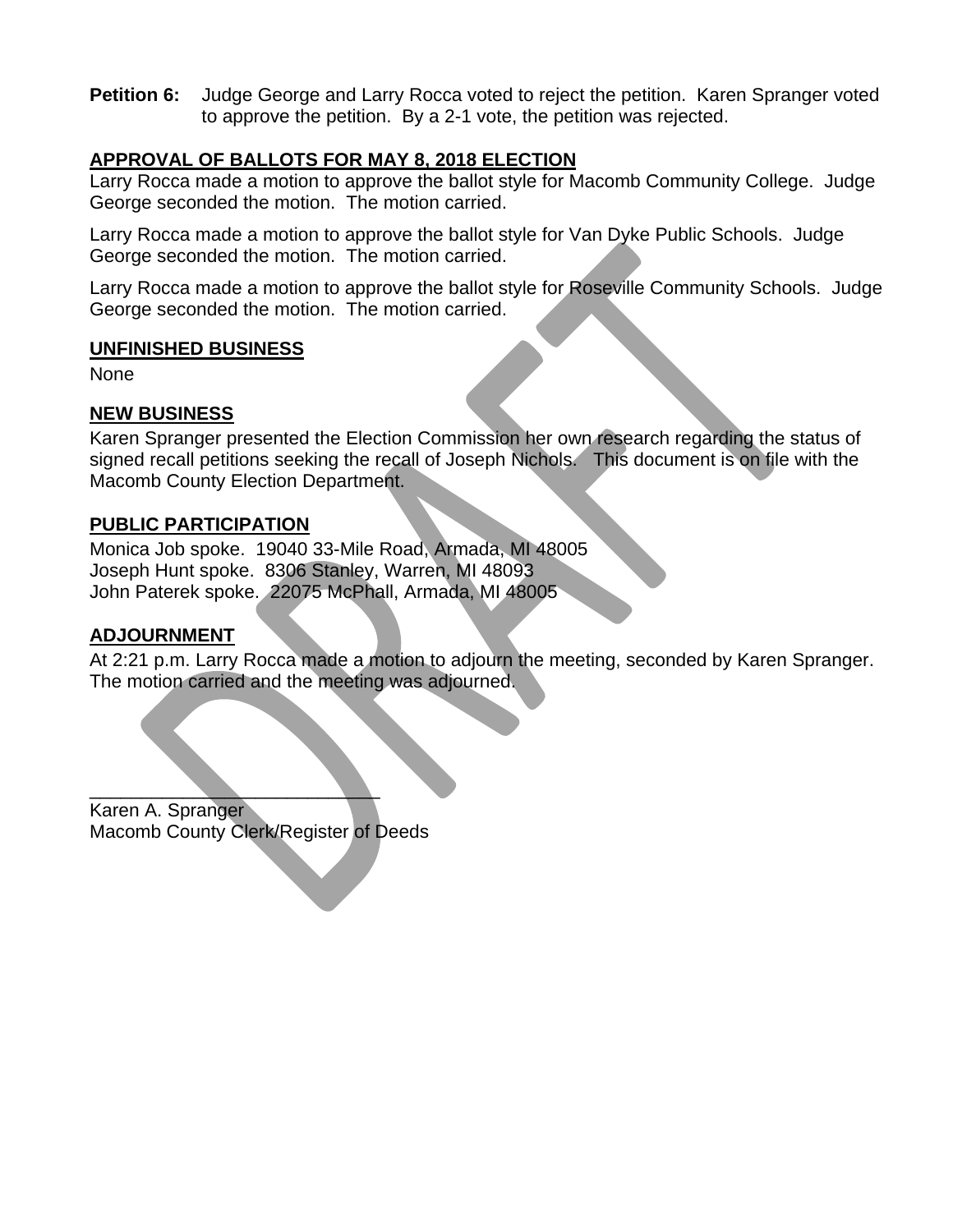**Petition 6:** Judge George and Larry Rocca voted to reject the petition. Karen Spranger voted to approve the petition. By a 2-1 vote, the petition was rejected.

## APPROVAL OF BALLOTS FOR MAY 8, 2018 ELECTION

Larry Rocca made a motion to approve the ballot style for Macomb Community College. Judge George seconded the motion. The motion carried.

Larry Rocca made a motion to approve the ballot style for Van Dyke Public Schools. Judge George seconded the motion. The motion carried.

Larry Rocca made a motion to approve the ballot style for Roseville Community Schools. Judge George seconded the motion. The motion carried.

## UNFINISHED BUSINESS

None

## NEW BUSINESS

Karen Spranger presented the Election Commission her own research regarding the status of signed recall petitions seeking the recall of Joseph Nichols. This document is on file with the Macomb County Election Department.

## PUBLIC PARTICIPATION

Monica Job spoke. 19040 33-Mile Road, Armada, MI 48005
Joseph Hunt spoke. 8306 Stanley, Warren, MI 48093
John Paterek spoke. 22075 McPhall, Armada, MI 48005

## ADJOURNMENT

At 2:21 p.m. Larry Rocca made a motion to adjourn the meeting, seconded by Karen Spranger. The motion carried and the meeting was adjourned.

\_\_\_\_\_\_\_\_\_\_\_\_\_\_\_\_\_\_\_\_\_\_\_\_\_\_\_\_\_\_
Karen A. Spranger
Macomb County Clerk/Register of Deeds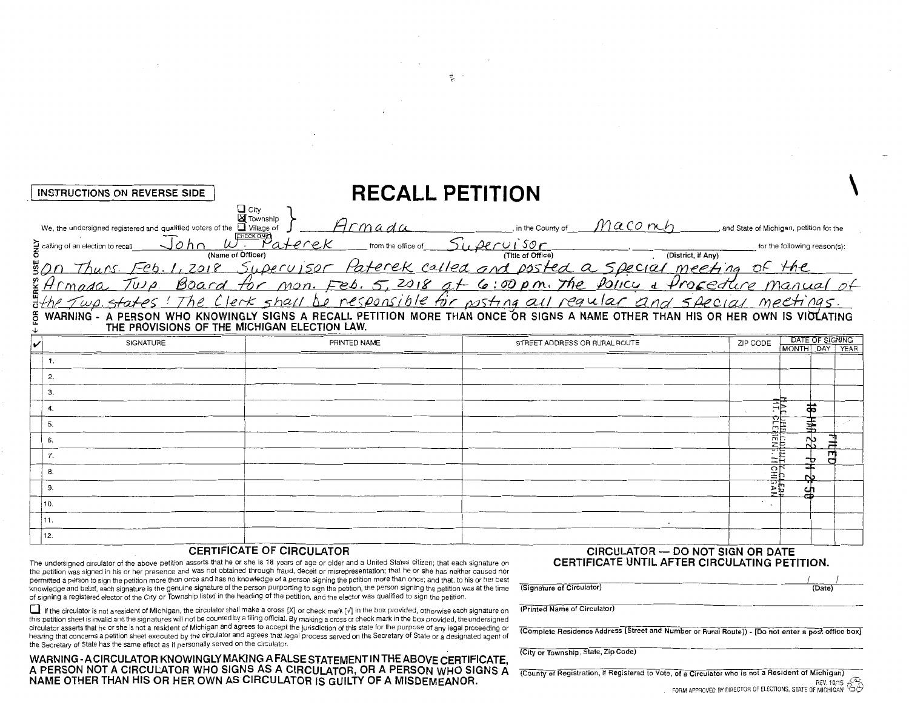INSTRUCTIONS ON REVERSE SIDE

# RECALL PETITION

We, the undersigned registered and qualified voters of the ☐ City ☒ Township ☐ Village of (CHECK ONE) Armada, in the County of Macomb, and State of Michigan, petition for the calling of an election to recall John W. Paterek (Name of Officer) from the office of Supervisor (Title of Office) (District, if Any) for the following reason(s):

On Thurs. Feb. 1, 2018 Supervisor Paterek called and posted a special meeting of the Armada Twp. Board for mon. Feb. 5, 2018 at 6:00 p.m. The Policy & Procedure manual of the Twp. states! The Clerk shall be responsible for posting all regular and special meetings.

← FOR CLERK'S USE ONLY

**WARNING - A PERSON WHO KNOWINGLY SIGNS A RECALL PETITION MORE THAN ONCE OR SIGNS A NAME OTHER THAN HIS OR HER OWN IS VIOLATING THE PROVISIONS OF THE MICHIGAN ELECTION LAW.**

| ✓ | | SIGNATURE | PRINTED NAME | STREET ADDRESS OR RURAL ROUTE | ZIP CODE | DATE OF SIGNING MONTH | DAY | YEAR |
|---|---|---|---|---|---|---|---|---|
| | 1. | | | | | | | |
| | 2. | | | | | | | |
| | 3. | | | | | | | |
| | 4. | | | | | | | |
| | 5. | | | | | | | |
| | 6. | | | | | | | |
| | 7. | | | | | | | |
| | 8. | | | | | | | |
| | 9. | | | | | | | |
| | 10. | | | | | | | |
| | 11. | | | | | | | |
| | 12. | | | | | | | |

FILED 18 MAR 22 PM 2:50 MACOMB COUNTY CLERK MT. CLEMENS, MICHIGAN

## CERTIFICATE OF CIRCULATOR

The undersigned circulator of the above petition asserts that he or she is 18 years of age or older and a United States citizen; that each signature on the petition was signed in his or her presence and was not obtained through fraud, deceit or misrepresentation; that he or she has neither caused nor permitted a person to sign the petition more than once and has no knowledge of a person signing the petition more than once; and that, to his or her best knowledge and belief, each signature is the genuine signature of the person purporting to sign the petition, the person signing the petition was at the time of signing a registered elector of the City or Township listed in the heading of the petition, and the elector was qualified to sign the petition.

☐ If the circulator is not a resident of Michigan, the circulator shall make a cross [X] or check mark [✓] in the box provided, otherwise each signature on this petition sheet is invalid and the signatures will not be counted by a filing official. By making a cross or check mark in the box provided, the undersigned circulator asserts that he or she is not a resident of Michigan and agrees to accept the jurisdiction of this state for the purpose of any legal proceeding or hearing that concerns a petition sheet executed by the circulator and agrees that legal process served on the Secretary of State or a designated agent of the Secretary of State has the same effect as if personally served on the circulator.

**WARNING - A CIRCULATOR KNOWINGLY MAKING A FALSE STATEMENT IN THE ABOVE CERTIFICATE, A PERSON NOT A CIRCULATOR WHO SIGNS AS A CIRCULATOR, OR A PERSON WHO SIGNS A NAME OTHER THAN HIS OR HER OWN AS CIRCULATOR IS GUILTY OF A MISDEMEANOR.**

**CIRCULATOR — DO NOT SIGN OR DATE CERTIFICATE UNTIL AFTER CIRCULATING PETITION.**

(Signature of Circulator) &nbsp;&nbsp;&nbsp; / / (Date)

(Printed Name of Circulator)

(Complete Residence Address [Street and Number or Rural Route]) - [Do not enter a post office box]

(City or Township, State, Zip Code)

(County of Registration, if Registered to Vote, of a Circulator who is not a Resident of Michigan)

REV. 10/15
FORM APPROVED BY DIRECTOR OF ELECTIONS, STATE OF MICHIGAN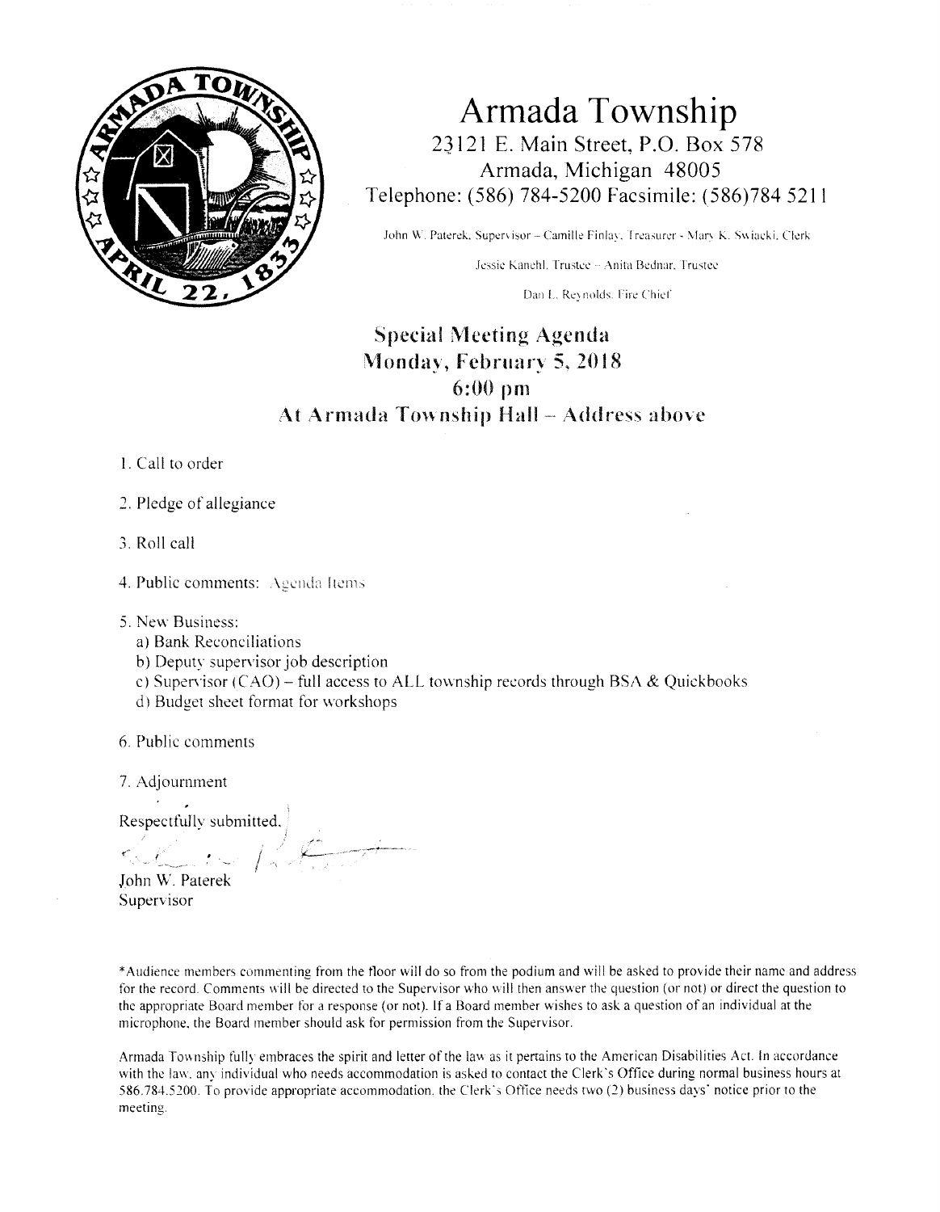# Armada Township

23121 E. Main Street, P.O. Box 578
Armada, Michigan 48005
Telephone: (586) 784-5200 Facsimile: (586)784 5211

John W. Paterek, Supervisor – Camille Finlay, Treasurer - Mary K. Swiacki, Clerk

Jessie Kanehl, Trustee – Anita Bednar, Trustee

Dan L. Reynolds, Fire Chief

## Special Meeting Agenda
## Monday, February 5, 2018
## 6:00 pm
## At Armada Township Hall – Address above

1. Call to order

2. Pledge of allegiance

3. Roll call

4. Public comments: Agenda Items

5. New Business:
   a) Bank Reconciliations
   b) Deputy supervisor job description
   c) Supervisor (CAO) – full access to ALL township records through BSA & Quickbooks
   d) Budget sheet format for workshops

6. Public comments

7. Adjournment

Respectfully submitted,

John W. Paterek
Supervisor

*Audience members commenting from the floor will do so from the podium and will be asked to provide their name and address for the record. Comments will be directed to the Supervisor who will then answer the question (or not) or direct the question to the appropriate Board member for a response (or not). If a Board member wishes to ask a question of an individual at the microphone, the Board member should ask for permission from the Supervisor.

Armada Township fully embraces the spirit and letter of the law as it pertains to the American Disabilities Act. In accordance with the law, any individual who needs accommodation is asked to contact the Clerk's Office during normal business hours at 586.784.5200. To provide appropriate accommodation, the Clerk's Office needs two (2) business days' notice prior to the meeting.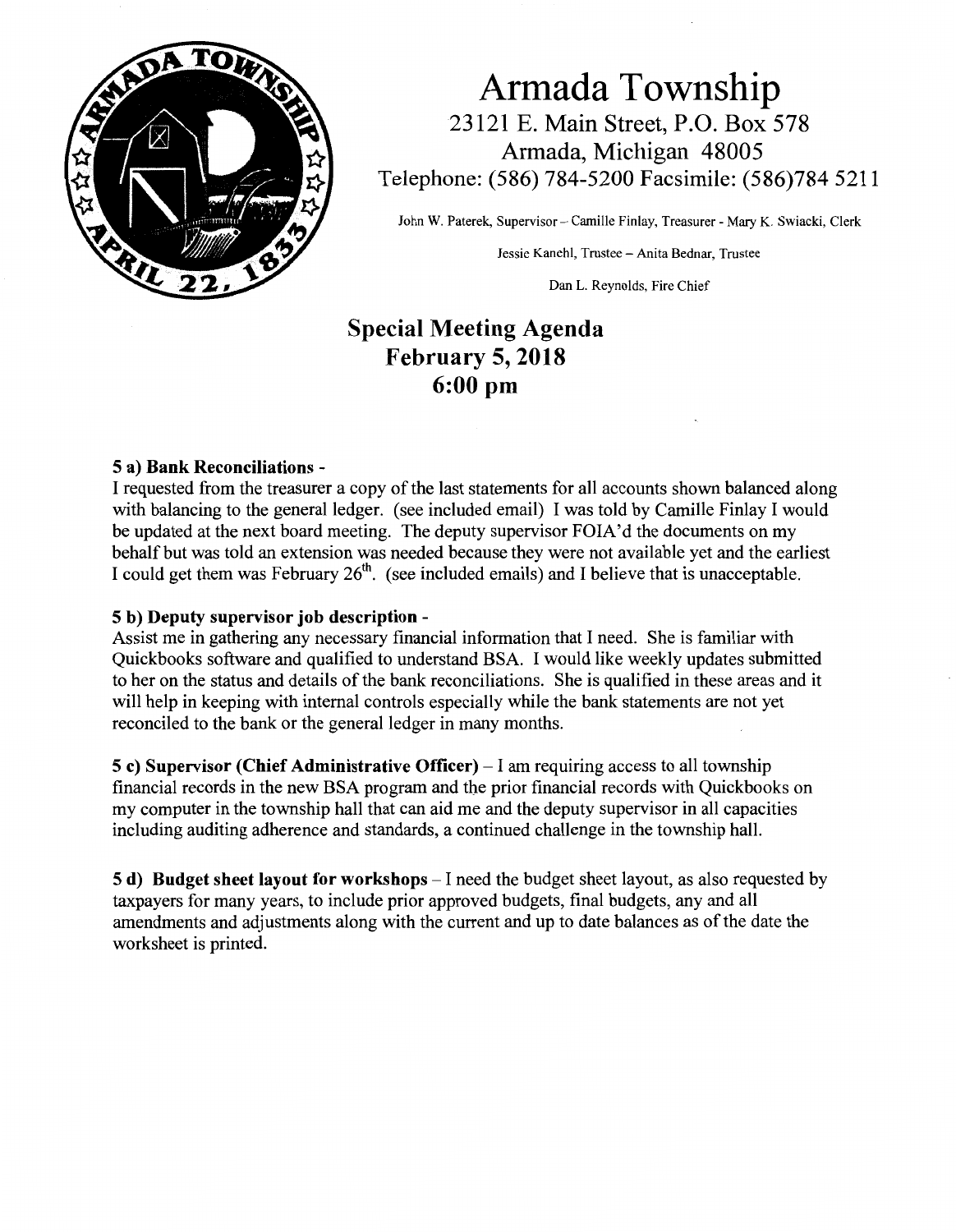# Armada Township

23121 E. Main Street, P.O. Box 578
Armada, Michigan 48005
Telephone: (586) 784-5200 Facsimile: (586)784 5211

John W. Paterek, Supervisor – Camille Finlay, Treasurer - Mary K. Swiacki, Clerk

Jessie Kanehl, Trustee – Anita Bednar, Trustee

Dan L. Reynolds, Fire Chief

## Special Meeting Agenda
## February 5, 2018
## 6:00 pm

**5 a) Bank Reconciliations -**

I requested from the treasurer a copy of the last statements for all accounts shown balanced along with balancing to the general ledger. (see included email) I was told by Camille Finlay I would be updated at the next board meeting. The deputy supervisor FOIA'd the documents on my behalf but was told an extension was needed because they were not available yet and the earliest I could get them was February 26th. (see included emails) and I believe that is unacceptable.

**5 b) Deputy supervisor job description -**

Assist me in gathering any necessary financial information that I need. She is familiar with Quickbooks software and qualified to understand BSA. I would like weekly updates submitted to her on the status and details of the bank reconciliations. She is qualified in these areas and it will help in keeping with internal controls especially while the bank statements are not yet reconciled to the bank or the general ledger in many months.

**5 c) Supervisor (Chief Administrative Officer)** – I am requiring access to all township financial records in the new BSA program and the prior financial records with Quickbooks on my computer in the township hall that can aid me and the deputy supervisor in all capacities including auditing adherence and standards, a continued challenge in the township hall.

**5 d) Budget sheet layout for workshops** – I need the budget sheet layout, as also requested by taxpayers for many years, to include prior approved budgets, final budgets, any and all amendments and adjustments along with the current and up to date balances as of the date the worksheet is printed.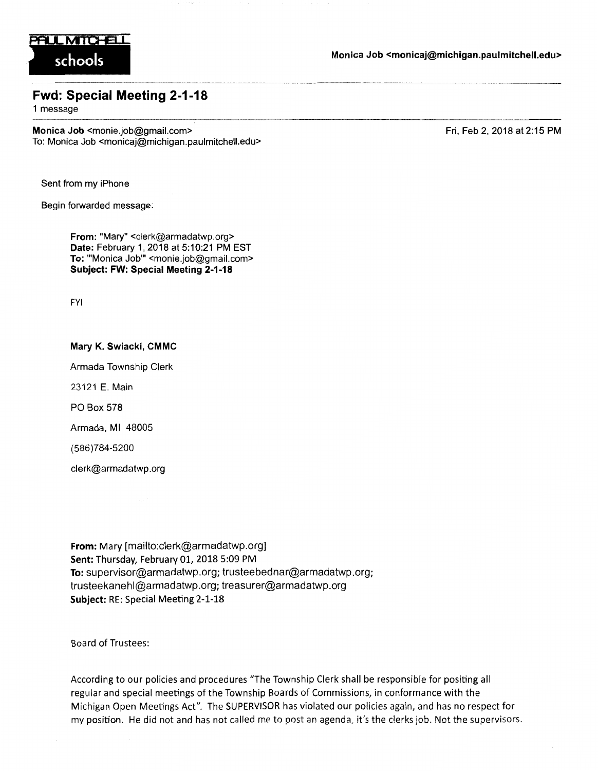PAUL MITCHELL schools

**Monica Job <monicaj@michigan.paulmitchell.edu>**

---

## Fwd: Special Meeting 2-1-18

1 message

---

**Monica Job** <monie.job@gmail.com>
To: Monica Job <monicaj@michigan.paulmitchell.edu>

Fri, Feb 2, 2018 at 2:15 PM

Sent from my iPhone

Begin forwarded message:

> **From:** "Mary" <clerk@armadatwp.org>
> **Date:** February 1, 2018 at 5:10:21 PM EST
> **To:** "'Monica Job'" <monie.job@gmail.com>
> **Subject: FW: Special Meeting 2-1-18**
>
> FYI
>
> **Mary K. Swiacki, CMMC**
>
> Armada Township Clerk
>
> 23121 E. Main
>
> PO Box 578
>
> Armada, MI 48005
>
> (586)784-5200
>
> clerk@armadatwp.org
>
> **From:** Mary [mailto:clerk@armadatwp.org]
> **Sent:** Thursday, February 01, 2018 5:09 PM
> **To:** supervisor@armadatwp.org; trusteebednar@armadatwp.org; trusteekanehl@armadatwp.org; treasurer@armadatwp.org
> **Subject:** RE: Special Meeting 2-1-18
>
> Board of Trustees:
>
> According to our policies and procedures "The Township Clerk shall be responsible for positing all regular and special meetings of the Township Boards of Commissions, in conformance with the Michigan Open Meetings Act". The SUPERVISOR has violated our policies again, and has no respect for my position. He did not and has not called me to post an agenda, it's the clerks job. Not the supervisors.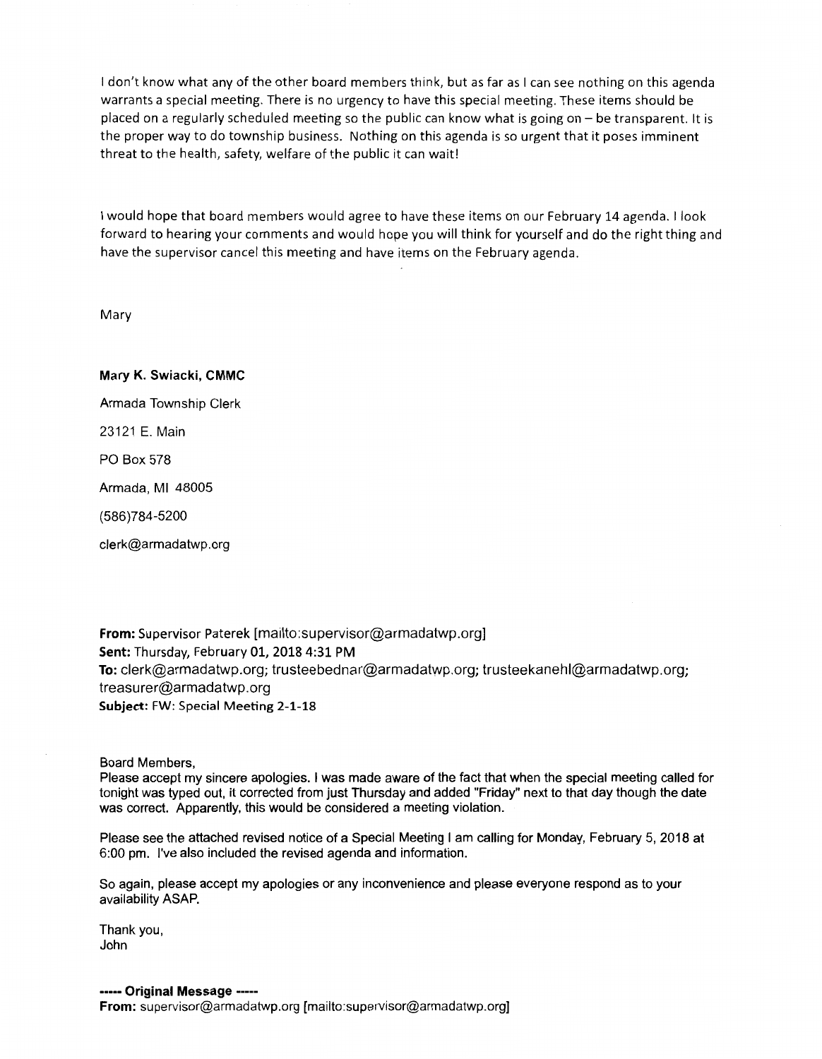I don't know what any of the other board members think, but as far as I can see nothing on this agenda warrants a special meeting. There is no urgency to have this special meeting. These items should be placed on a regularly scheduled meeting so the public can know what is going on – be transparent. It is the proper way to do township business. Nothing on this agenda is so urgent that it poses imminent threat to the health, safety, welfare of the public it can wait!

I would hope that board members would agree to have these items on our February 14 agenda. I look forward to hearing your comments and would hope you will think for yourself and do the right thing and have the supervisor cancel this meeting and have items on the February agenda.

Mary

**Mary K. Swiacki, CMMC**

Armada Township Clerk

23121 E. Main

PO Box 578

Armada, MI 48005

(586)784-5200

clerk@armadatwp.org

**From:** Supervisor Paterek [mailto:supervisor@armadatwp.org]
**Sent:** Thursday, February 01, 2018 4:31 PM
**To:** clerk@armadatwp.org; trusteebednar@armadatwp.org; trusteekanehl@armadatwp.org; treasurer@armadatwp.org
**Subject:** FW: Special Meeting 2-1-18

Board Members,
Please accept my sincere apologies. I was made aware of the fact that when the special meeting called for tonight was typed out, it corrected from just Thursday and added "Friday" next to that day though the date was correct. Apparently, this would be considered a meeting violation.

Please see the attached revised notice of a Special Meeting I am calling for Monday, February 5, 2018 at 6:00 pm. I've also included the revised agenda and information.

So again, please accept my apologies or any inconvenience and please everyone respond as to your availability ASAP.

Thank you,
John

**----- Original Message -----**
**From:** supervisor@armadatwp.org [mailto:supervisor@armadatwp.org]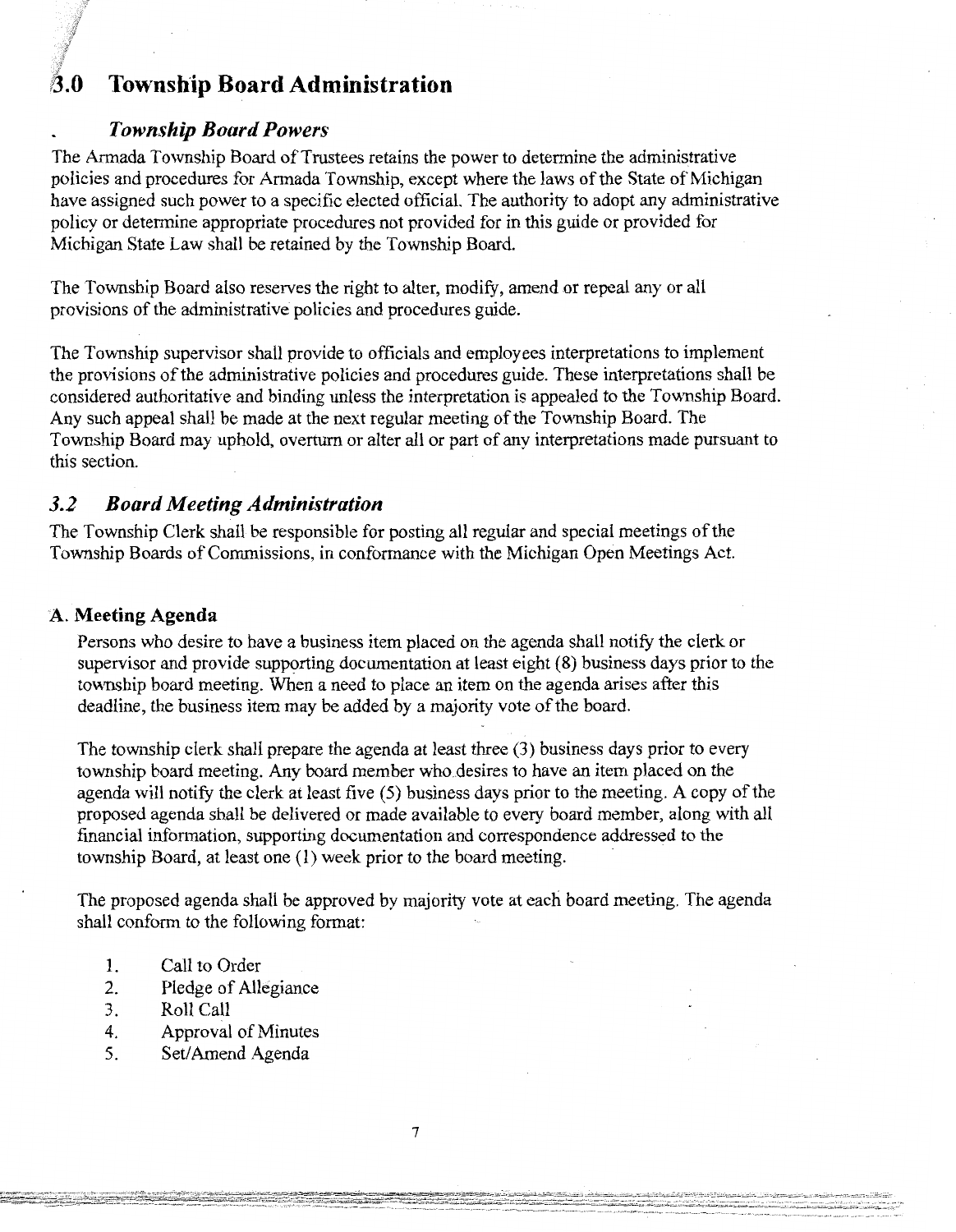# 3.0 Township Board Administration

### Township Board Powers

The Armada Township Board of Trustees retains the power to determine the administrative policies and procedures for Armada Township, except where the laws of the State of Michigan have assigned such power to a specific elected official. The authority to adopt any administrative policy or determine appropriate procedures not provided for in this guide or provided for Michigan State Law shall be retained by the Township Board.

The Township Board also reserves the right to alter, modify, amend or repeal any or all provisions of the administrative policies and procedures guide.

The Township supervisor shall provide to officials and employees interpretations to implement the provisions of the administrative policies and procedures guide. These interpretations shall be considered authoritative and binding unless the interpretation is appealed to the Township Board. Any such appeal shall be made at the next regular meeting of the Township Board. The Township Board may uphold, overturn or alter all or part of any interpretations made pursuant to this section.

### 3.2 Board Meeting Administration

The Township Clerk shall be responsible for posting all regular and special meetings of the Township Boards of Commissions, in conformance with the Michigan Open Meetings Act.

#### A. Meeting Agenda

Persons who desire to have a business item placed on the agenda shall notify the clerk or supervisor and provide supporting documentation at least eight (8) business days prior to the township board meeting. When a need to place an item on the agenda arises after this deadline, the business item may be added by a majority vote of the board.

The township clerk shall prepare the agenda at least three (3) business days prior to every township board meeting. Any board member who desires to have an item placed on the agenda will notify the clerk at least five (5) business days prior to the meeting. A copy of the proposed agenda shall be delivered or made available to every board member, along with all financial information, supporting documentation and correspondence addressed to the township Board, at least one (1) week prior to the board meeting.

The proposed agenda shall be approved by majority vote at each board meeting. The agenda shall conform to the following format:

1. Call to Order
2. Pledge of Allegiance
3. Roll Call
4. Approval of Minutes
5. Set/Amend Agenda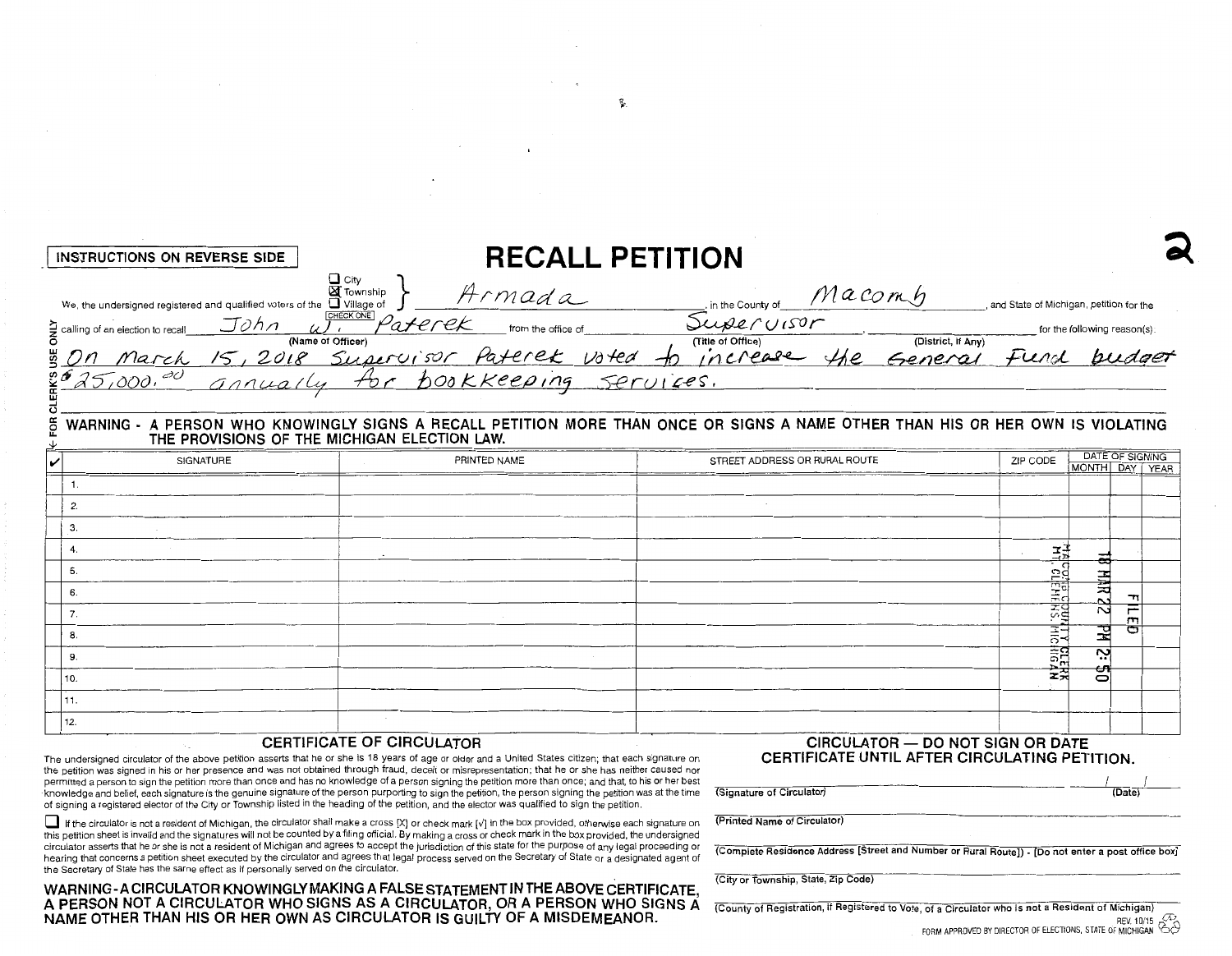INSTRUCTIONS ON REVERSE SIDE

# RECALL PETITION

2

We, the undersigned registered and qualified voters of the ☐ City ☒ Township ☐ Village of [CHECK ONE] *Armada*, in the County of *Macomb*, and State of Michigan, petition for the calling of an election to recall *John W. Paterek* (Name of Officer) from the office of *Supervisor* (Title of Office), (District, if Any) for the following reason(s):

*On March 15, 2018 Supervisor Paterek voted to increase the General Fund budget $25,000.00 annually for bookkeeping services.*

FOR CLERK'S USE ONLY

**WARNING - A PERSON WHO KNOWINGLY SIGNS A RECALL PETITION MORE THAN ONCE OR SIGNS A NAME OTHER THAN HIS OR HER OWN IS VIOLATING THE PROVISIONS OF THE MICHIGAN ELECTION LAW.**

| ✓ | SIGNATURE | PRINTED NAME | STREET ADDRESS OR RURAL ROUTE | ZIP CODE | DATE OF SIGNING MONTH | DAY | YEAR |
|---|---|---|---|---|---|---|---|
| | 1. | | | | | | |
| | 2. | | | | | | |
| | 3. | | | | | | |
| | 4. | | | | | | |
| | 5. | | | | | | |
| | 6. | | | | | | |
| | 7. | | | | | | |
| | 8. | | | | | | |
| | 9. | | | | | | |
| | 10. | | | | | | |
| | 11. | | | | | | |
| | 12. | | | | | | |

FILED
18 MAR 22 PM 2:50
MACOMB COUNTY CLERK
MT. CLEMENS, MICHIGAN

### CERTIFICATE OF CIRCULATOR

The undersigned circulator of the above petition asserts that he or she is 18 years of age or older and a United States citizen; that each signature on the petition was signed in his or her presence and was not obtained through fraud, deceit or misrepresentation; that he or she has neither caused nor permitted a person to sign the petition more than once and has no knowledge of a person signing the petition more than once; and that, to his or her best knowledge and belief, each signature is the genuine signature of the person purporting to sign the petition, the person signing the petition was at the time of signing a registered elector of the City or Township listed in the heading of the petition, and the elector was qualified to sign the petition.

☐ If the circulator is not a resident of Michigan, the circulator shall make a cross [X] or check mark [✓] in the box provided, otherwise each signature on this petition sheet is invalid and the signatures will not be counted by a filing official. By making a cross or check mark in the box provided, the undersigned circulator asserts that he or she is not a resident of Michigan and agrees to accept the jurisdiction of this state for the purpose of any legal proceeding or hearing that concerns a petition sheet executed by the circulator and agrees that legal process served on the Secretary of State or a designated agent of the Secretary of State has the same effect as if personally served on the circulator.

**WARNING - A CIRCULATOR KNOWINGLY MAKING A FALSE STATEMENT IN THE ABOVE CERTIFICATE, A PERSON NOT A CIRCULATOR WHO SIGNS AS A CIRCULATOR, OR A PERSON WHO SIGNS A NAME OTHER THAN HIS OR HER OWN AS CIRCULATOR IS GUILTY OF A MISDEMEANOR.**

### CIRCULATOR — DO NOT SIGN OR DATE CERTIFICATE UNTIL AFTER CIRCULATING PETITION.

(Signature of Circulator) (Date) / /

(Printed Name of Circulator)

(Complete Residence Address [Street and Number or Rural Route]) - [Do not enter a post office box]

(City or Township, State, Zip Code)

(County of Registration, if Registered to Vote, of a Circulator who is not a Resident of Michigan)

REV. 10/15
FORM APPROVED BY DIRECTOR OF ELECTIONS, STATE OF MICHIGAN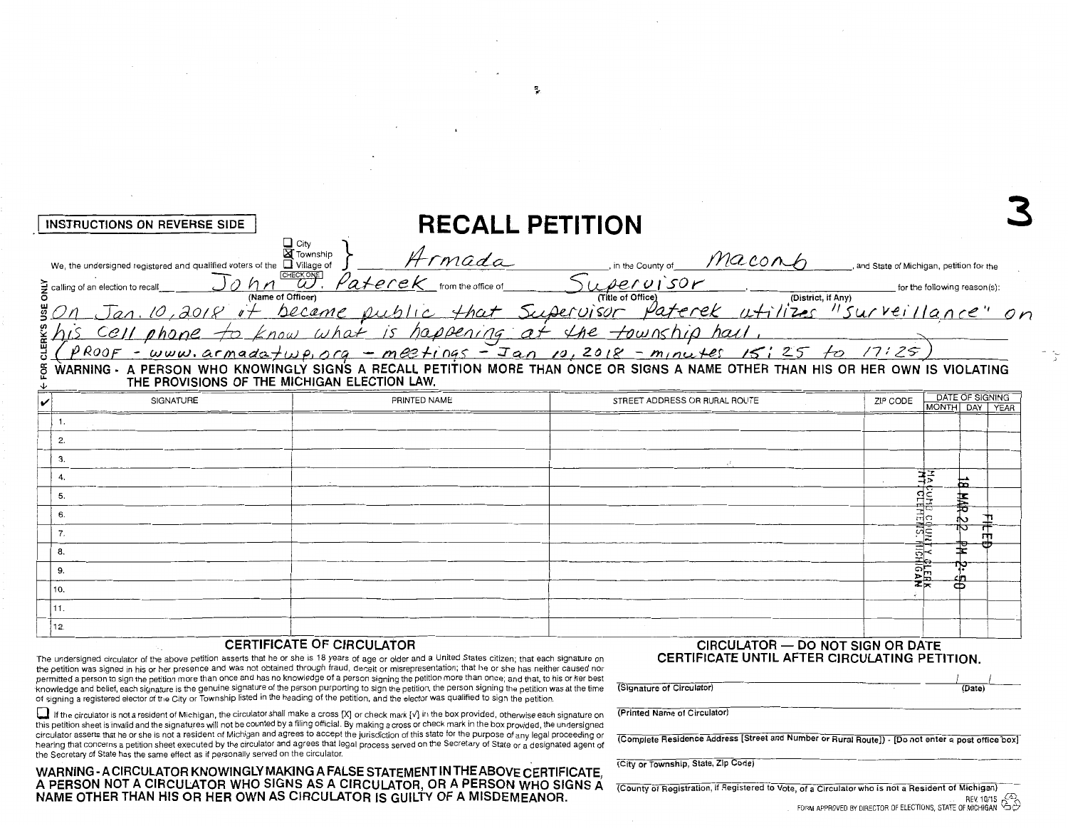INSTRUCTIONS ON REVERSE SIDE

# RECALL PETITION

3

We, the undersigned registered and qualified voters of the ☐ City ☒ Township ☐ Village of (CHECK ONE) Armada, in the County of Macomb, and State of Michigan, petition for the calling of an election to recall John W. Paterek (Name of Officer) from the office of Supervisor (Title of Office), (District, if Any) for the following reason(s):

On Jan. 10, 2018 it became public that Supervisor Paterek utilizes "surveillance" on his cell phone to know what is happening at the township hall. (PROOF - www.armadatwp.org - meetings - Jan 10, 2018 - minutes 15:25 to 17:25)

↓ FOR CLERK'S USE ONLY

**WARNING - A PERSON WHO KNOWINGLY SIGNS A RECALL PETITION MORE THAN ONCE OR SIGNS A NAME OTHER THAN HIS OR HER OWN IS VIOLATING THE PROVISIONS OF THE MICHIGAN ELECTION LAW.**

| ✔ | SIGNATURE | PRINTED NAME | STREET ADDRESS OR RURAL ROUTE | ZIP CODE | DATE OF SIGNING MONTH | DAY | YEAR |
|---|---|---|---|---|---|---|---|
| | 1. | | | | | | |
| | 2. | | | | | | |
| | 3. | | | | | | |
| | 4. | | | | | | |
| | 5. | | | | | | |
| | 6. | | | | | | |
| | 7. | | | | | | |
| | 8. | | | | | | |
| | 9. | | | | | | |
| | 10. | | | | | | |
| | 11. | | | | | | |
| | 12. | | | | | | |

FILED 18 MAR 22 PM 2:50 MACOMB COUNTY CLERK MT. CLEMENS, MICHIGAN

## CERTIFICATE OF CIRCULATOR

The undersigned circulator of the above petition asserts that he or she is 18 years of age or older and a United States citizen; that each signature on the petition was signed in his or her presence and was not obtained through fraud, deceit or misrepresentation; that he or she has neither caused nor permitted a person to sign the petition more than once and has no knowledge of a person signing the petition more than once; and that, to his or her best knowledge and belief, each signature is the genuine signature of the person purporting to sign the petition, the person signing the petition was at the time of signing a registered elector of the City or Township listed in the heading of the petition, and the elector was qualified to sign the petition.

☐ If the circulator is not a resident of Michigan, the circulator shall make a cross [X] or check mark [✓] in the box provided, otherwise each signature on this petition sheet is invalid and the signatures will not be counted by a filing official. By making a cross or check mark in the box provided, the undersigned circulator asserts that he or she is not a resident of Michigan and agrees to accept the jurisdiction of this state for the purpose of any legal proceeding or hearing that concerns a petition sheet executed by the circulator and agrees that legal process served on the Secretary of State or a designated agent of the Secretary of State has the same effect as if personally served on the circulator.

**WARNING - A CIRCULATOR KNOWINGLY MAKING A FALSE STATEMENT IN THE ABOVE CERTIFICATE, A PERSON NOT A CIRCULATOR WHO SIGNS AS A CIRCULATOR, OR A PERSON WHO SIGNS A NAME OTHER THAN HIS OR HER OWN AS CIRCULATOR IS GUILTY OF A MISDEMEANOR.**

**CIRCULATOR — DO NOT SIGN OR DATE CERTIFICATE UNTIL AFTER CIRCULATING PETITION.**

(Signature of Circulator) ____ (Date) __/__/__

(Printed Name of Circulator)

(Complete Residence Address [Street and Number or Rural Route]) - [Do not enter a post office box]

(City or Township, State, Zip Code)

(County of Registration, if Registered to Vote, of a Circulator who is not a Resident of Michigan)

REV. 10/15

FORM APPROVED BY DIRECTOR OF ELECTIONS, STATE OF MICHIGAN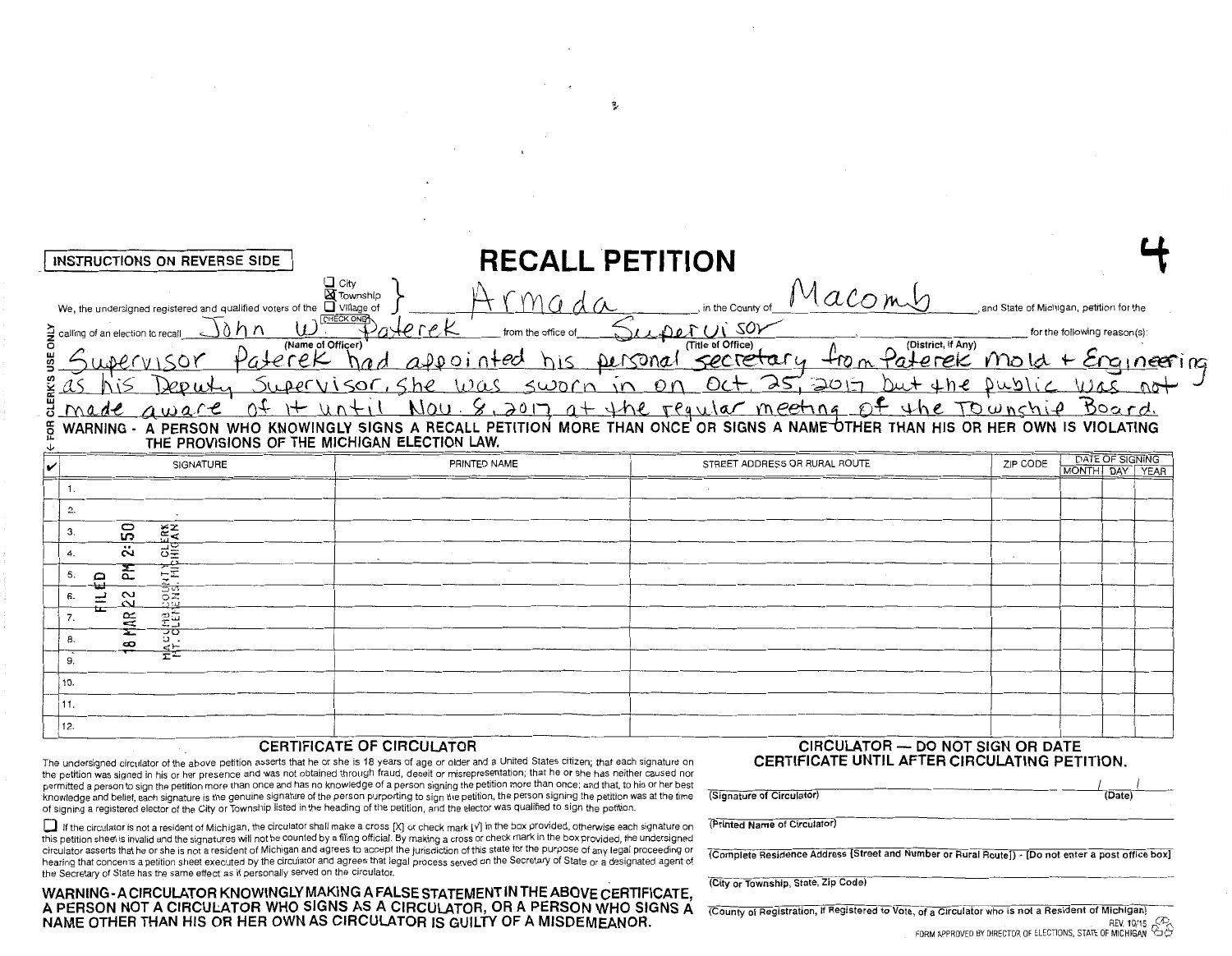INSTRUCTIONS ON REVERSE SIDE

# RECALL PETITION

4

We, the undersigned registered and qualified voters of the ☐ City ☒ Township ☐ Village of (CHECK ONE) Armada, in the County of Macomb, and State of Michigan, petition for the calling of an election to recall John W. Paterek (Name of Officer) from the office of Supervisor (Title of Office) (District, if Any) for the following reason(s):

Supervisor Paterek had appointed his personal secretary from Paterek Mold + Engineering as his Deputy Supervisor, She was sworn in on Oct. 25, 2017 but the public was not made aware of it until Nov. 8, 2017 at the regular meeting of the Township Board.

FOR CLERK'S USE ONLY

**WARNING - A PERSON WHO KNOWINGLY SIGNS A RECALL PETITION MORE THAN ONCE OR SIGNS A NAME OTHER THAN HIS OR HER OWN IS VIOLATING THE PROVISIONS OF THE MICHIGAN ELECTION LAW.**

| ✓ | SIGNATURE | PRINTED NAME | STREET ADDRESS OR RURAL ROUTE | ZIP CODE | DATE OF SIGNING MONTH | DAY | YEAR |
|---|---|---|---|---|---|---|---|
| | 1. | | | | | | |
| | 2. | | | | | | |
| | 3. | | | | | | |
| | 4. | | | | | | |
| | 5. | | | | | | |
| | 6. | | | | | | |
| | 7. | | | | | | |
| | 8. | | | | | | |
| | 9. | | | | | | |
| | 10. | | | | | | |
| | 11. | | | | | | |
| | 12. | | | | | | |

FILED 18 MAR 22 PM 2:50 MACOMB COUNTY CLERK MT. CLEMENS, MICHIGAN

## CERTIFICATE OF CIRCULATOR

The undersigned circulator of the above petition asserts that he or she is 18 years of age or older and a United States citizen; that each signature on the petition was signed in his or her presence and was not obtained through fraud, deceit or misrepresentation; that he or she has neither caused nor permitted a person to sign the petition more than once and has no knowledge of a person signing the petition more than once; and that, to his or her best knowledge and belief, each signature is the genuine signature of the person purporting to sign the petition, the person signing the petition was at the time of signing a registered elector of the City or Township listed in the heading of the petition, and the elector was qualified to sign the petition.

☐ If the circulator is not a resident of Michigan, the circulator shall make a cross [X] or check mark [✓] in the box provided, otherwise each signature on this petition sheet is invalid and the signatures will not be counted by a filing official. By making a cross or check mark in the box provided, the undersigned circulator asserts that he or she is not a resident of Michigan and agrees to accept the jurisdiction of this state for the purpose of any legal proceeding or hearing that concerns a petition sheet executed by the circulator and agrees that legal process served on the Secretary of State or a designated agent of the Secretary of State has the same effect as if personally served on the circulator.

**WARNING - A CIRCULATOR KNOWINGLY MAKING A FALSE STATEMENT IN THE ABOVE CERTIFICATE, A PERSON NOT A CIRCULATOR WHO SIGNS AS A CIRCULATOR, OR A PERSON WHO SIGNS A NAME OTHER THAN HIS OR HER OWN AS CIRCULATOR IS GUILTY OF A MISDEMEANOR.**

**CIRCULATOR — DO NOT SIGN OR DATE CERTIFICATE UNTIL AFTER CIRCULATING PETITION.**

(Signature of Circulator) / / (Date)

(Printed Name of Circulator)

(Complete Residence Address [Street and Number or Rural Route]) - [Do not enter a post office box]

(City or Township, State, Zip Code)

(County of Registration, if Registered to Vote, of a Circulator who is not a Resident of Michigan)

REV. 10/15

FORM APPROVED BY DIRECTOR OF ELECTIONS, STATE OF MICHIGAN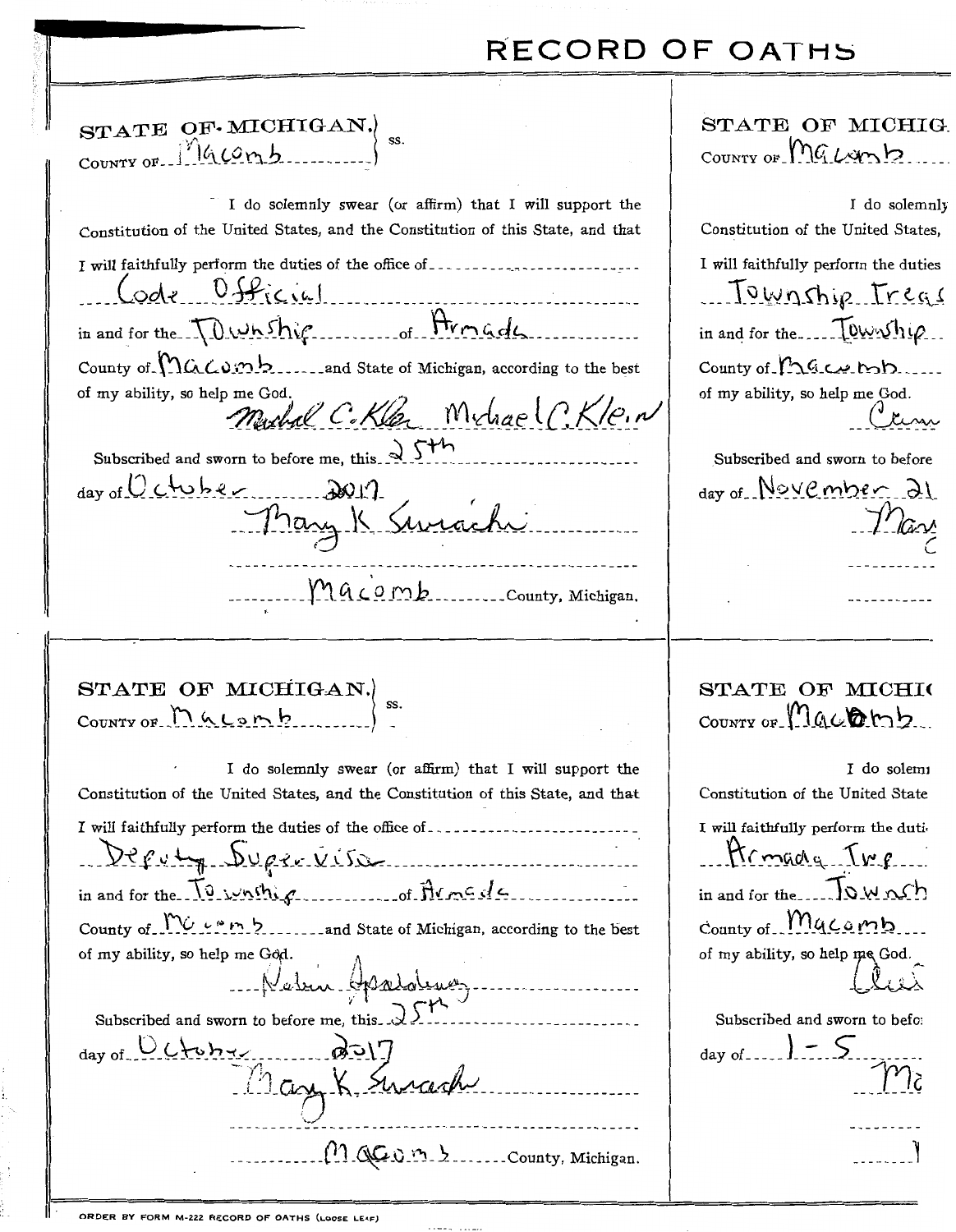# RECORD OF OATHS

STATE OF MICHIGAN, }
COUNTY OF Macomb } ss.

I do solemnly swear (or affirm) that I will support the Constitution of the United States, and the Constitution of this State, and that I will faithfully perform the duties of the office of Code Official in and for the Township of Armada County of Macomb and State of Michigan, according to the best of my ability, so help me God.

Michael C. Klein Michael C. Klein

Subscribed and sworn to before me, this 25th day of October 2017

Mary K Swiacki

Macomb County, Michigan.

---

STATE OF MICHIG
COUNTY OF Macomb

I do solemnly
Constitution of the United States,
I will faithfully perform the duties
Township Treas
in and for the Township
County of Macomb
of my ability, so help me God.

Subscribed and sworn to before
day of November 21

---

STATE OF MICHIGAN, }
COUNTY OF Macomb } ss.

I do solemnly swear (or affirm) that I will support the Constitution of the United States, and the Constitution of this State, and that I will faithfully perform the duties of the office of Deputy Supervisor in and for the Township of Armada County of Macomb and State of Michigan, according to the best of my ability, so help me God.

Robin Spaladuno

Subscribed and sworn to before me, this 25th day of October 2017

Mary K. Swiacki

Macomb County, Michigan.

---

STATE OF MICHI
COUNTY OF Macomb

I do solemn
Constitution of the United State
I will faithfully perform the duti
Armada Twp
in and for the Townsh
County of Macomb
of my ability, so help me God.

Subscribed and sworn to befo
day of 1-5

---

ORDER BY FORM M-222 RECORD OF OATHS (LOOSE LEAF)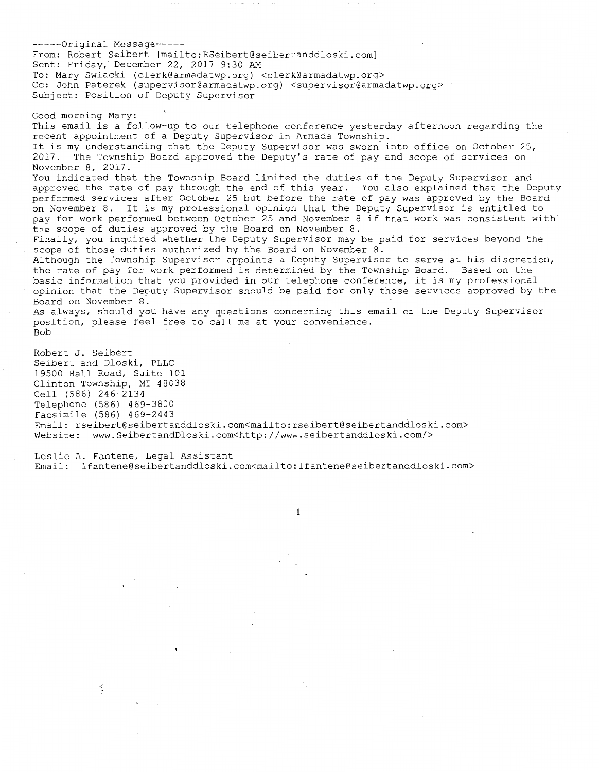-----Original Message-----
From: Robert Seibert [mailto:RSeibert@seibertanddloski.com]
Sent: Friday, December 22, 2017 9:30 AM
To: Mary Swiacki (clerk@armadatwp.org) <clerk@armadatwp.org>
Cc: John Paterek (supervisor@armadatwp.org) <supervisor@armadatwp.org>
Subject: Position of Deputy Supervisor

Good morning Mary:

This email is a follow-up to our telephone conference yesterday afternoon regarding the recent appointment of a Deputy Supervisor in Armada Township.

It is my understanding that the Deputy Supervisor was sworn into office on October 25, 2017. The Township Board approved the Deputy's rate of pay and scope of services on November 8, 2017.

You indicated that the Township Board limited the duties of the Deputy Supervisor and approved the rate of pay through the end of this year. You also explained that the Deputy performed services after October 25 but before the rate of pay was approved by the Board on November 8. It is my professional opinion that the Deputy Supervisor is entitled to pay for work performed between October 25 and November 8 if that work was consistent with the scope of duties approved by the Board on November 8.

Finally, you inquired whether the Deputy Supervisor may be paid for services beyond the scope of those duties authorized by the Board on November 8.

Although the Township Supervisor appoints a Deputy Supervisor to serve at his discretion, the rate of pay for work performed is determined by the Township Board. Based on the basic information that you provided in our telephone conference, it is my professional opinion that the Deputy Supervisor should be paid for only those services approved by the Board on November 8.

As always, should you have any questions concerning this email or the Deputy Supervisor position, please feel free to call me at your convenience.

Bob

Robert J. Seibert
Seibert and Dloski, PLLC
19500 Hall Road, Suite 101
Clinton Township, MI 48038
Cell (586) 246-2134
Telephone (586) 469-3800
Facsimile (586) 469-2443
Email: rseibert@seibertanddloski.com<mailto:rseibert@seibertanddloski.com>
Website: www.SeibertandDloski.com<http://www.seibertanddloski.com/>

Leslie A. Fantene, Legal Assistant
Email: lfantene@seibertanddloski.com<mailto:lfantene@seibertanddloski.com>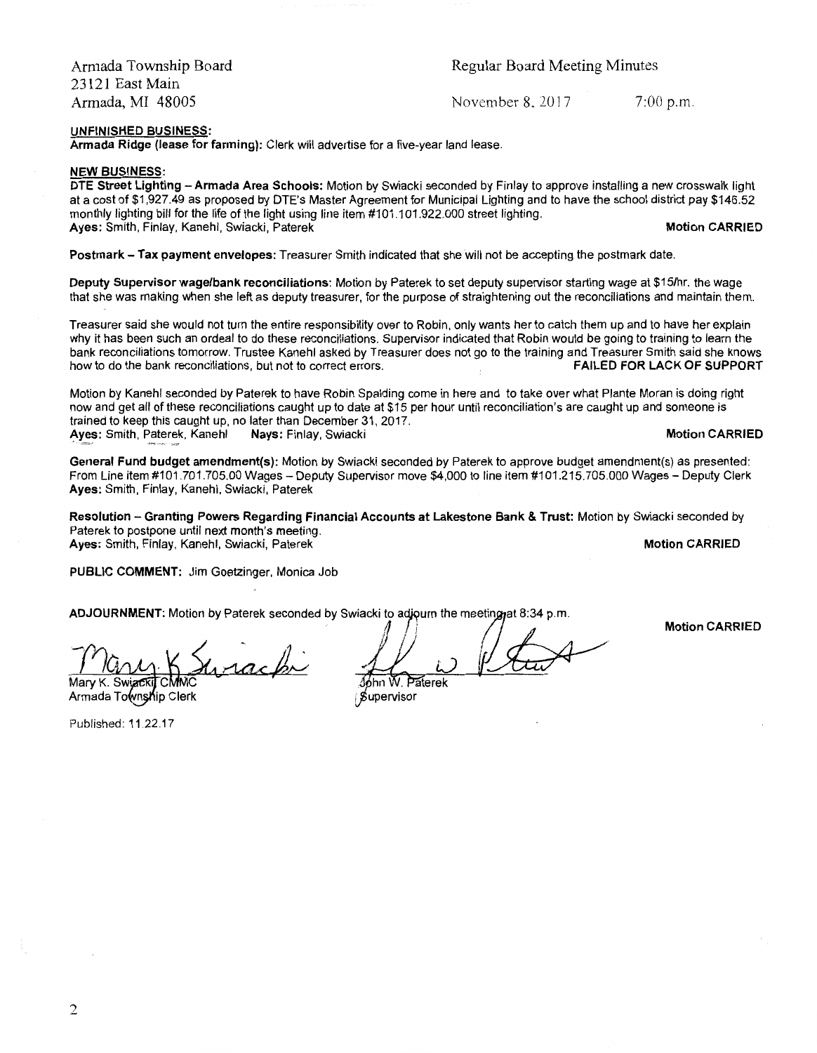Armada Township Board
23121 East Main
Armada, MI 48005

Regular Board Meeting Minutes

November 8, 2017 7:00 p.m.

**UNFINISHED BUSINESS:**

**Armada Ridge (lease for farming):** Clerk will advertise for a five-year land lease.

**NEW BUSINESS:**

**DTE Street Lighting – Armada Area Schools:** Motion by Swiacki seconded by Finlay to approve installing a new crosswalk light at a cost of $1,927.49 as proposed by DTE's Master Agreement for Municipal Lighting and to have the school district pay $146.52 monthly lighting bill for the life of the light using line item #101.101.922.000 street lighting.
**Ayes:** Smith, Finlay, Kanehl, Swiacki, Paterek **Motion CARRIED**

**Postmark – Tax payment envelopes:** Treasurer Smith indicated that she will not be accepting the postmark date.

**Deputy Supervisor wage/bank reconciliations:** Motion by Paterek to set deputy supervisor starting wage at $15/hr. the wage that she was making when she left as deputy treasurer, for the purpose of straightening out the reconciliations and maintain them.

Treasurer said she would not turn the entire responsibility over to Robin, only wants her to catch them up and to have her explain why it has been such an ordeal to do these reconciliations. Supervisor indicated that Robin would be going to training to learn the bank reconciliations tomorrow. Trustee Kanehl asked by Treasurer does not go to the training and Treasurer Smith said she knows how to do the bank reconciliations, but not to correct errors. **FAILED FOR LACK OF SUPPORT**

Motion by Kanehl seconded by Paterek to have Robin Spalding come in here and to take over what Plante Moran is doing right now and get all of these reconciliations caught up to date at $15 per hour until reconciliation's are caught up and someone is trained to keep this caught up, no later than December 31, 2017.
**Ayes:** Smith, Paterek, Kanehl **Nays:** Finlay, Swiacki **Motion CARRIED**

**General Fund budget amendment(s):** Motion by Swiacki seconded by Paterek to approve budget amendment(s) as presented: From Line item #101.701.705.00 Wages – Deputy Supervisor move $4,000 to line item #101.215.705.000 Wages – Deputy Clerk
**Ayes:** Smith, Finlay, Kanehl, Swiacki, Paterek

**Resolution – Granting Powers Regarding Financial Accounts at Lakestone Bank & Trust:** Motion by Swiacki seconded by Paterek to postpone until next month's meeting.
**Ayes:** Smith, Finlay, Kanehl, Swiacki, Paterek **Motion CARRIED**

**PUBLIC COMMENT:** Jim Goetzinger, Monica Job

**ADJOURNMENT:** Motion by Paterek seconded by Swiacki to adjourn the meeting at 8:34 p.m. **Motion CARRIED**

Mary K. Swiacki CMMC
Armada Township Clerk

John W. Paterek
Supervisor

Published: 11.22.17